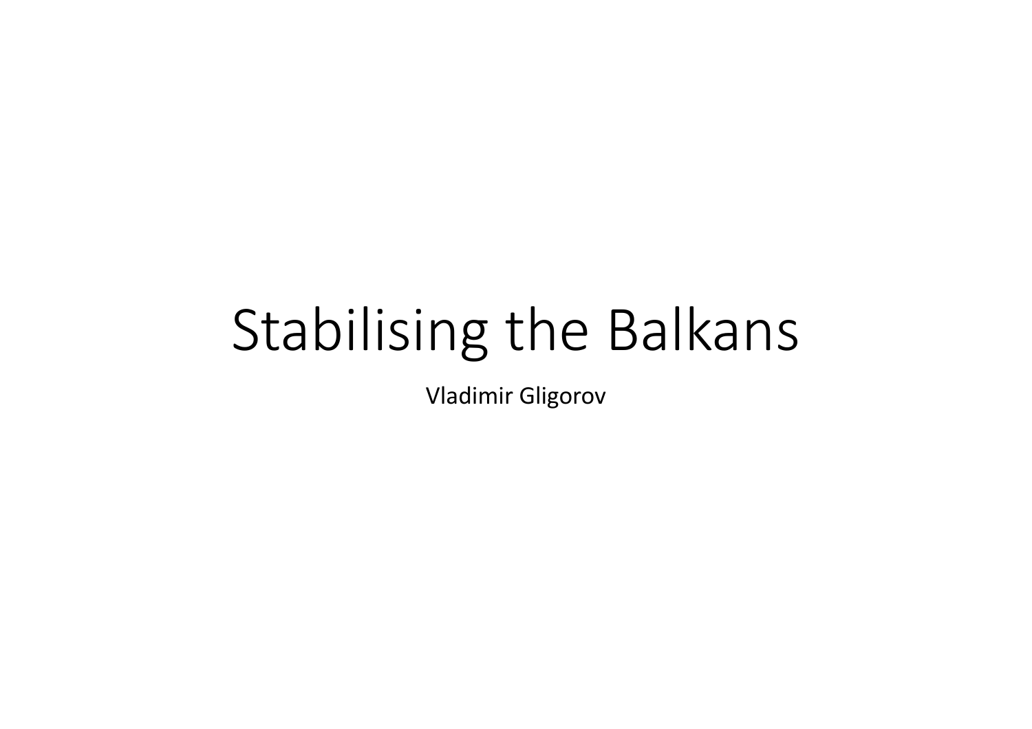# Stabilising the Balkans

Vladimir Gligorov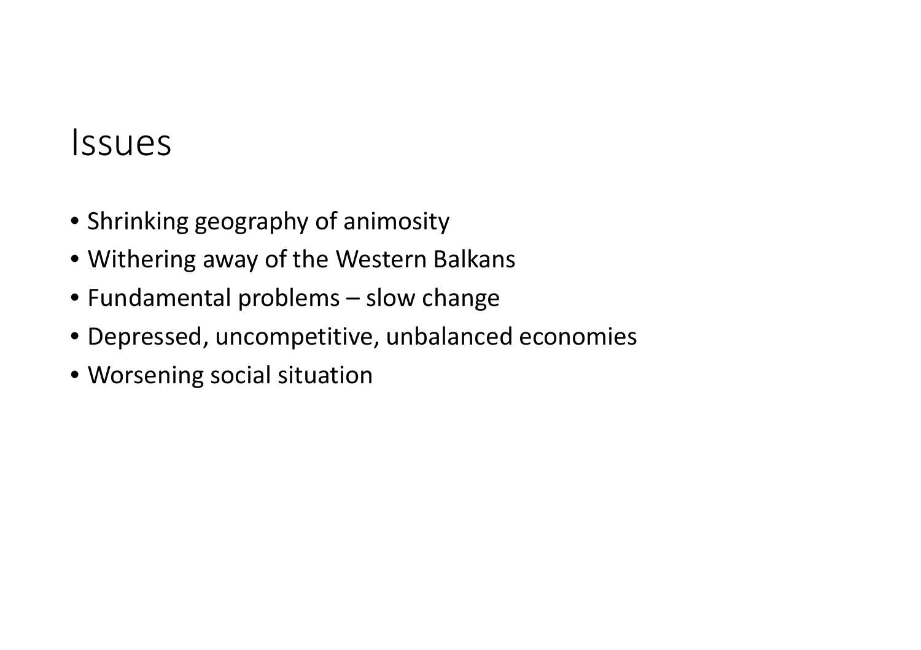# Issues

- Shrinking geography of animosity
- Withering away of the Western Balkans
- Fundamental problems – slow change
- Depressed, uncompetitive, unbalanced economies
- Worsening social situation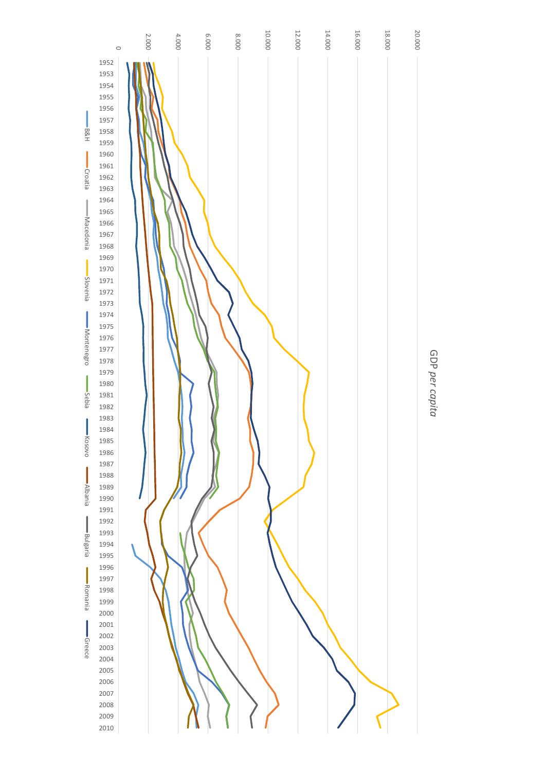GDP per capita

B&H, Croatia, Macedonia, Slovenia, Montenegro, Sebia, Kosovo, Albania, Bulgaria, Romania, Greece

0, 2.000, 4.000, 6.000, 8.000, 10.000, 12.000, 14.000, 16.000, 18.000, 20.000

1952, 1953, 1954, 1955, 1956, 1957, 1958, 1959, 1960, 1961, 1962, 1963, 1964, 1965, 1966, 1967, 1968, 1969, 1970, 1971, 1972, 1973, 1974, 1975, 1976, 1977, 1978, 1979, 1980, 1981, 1982, 1983, 1984, 1985, 1986, 1987, 1988, 1989, 1990, 1991, 1992, 1993, 1994, 1995, 1996, 1997, 1998, 1999, 2000, 2001, 2002, 2003, 2004, 2005, 2006, 2007, 2008, 2009, 2010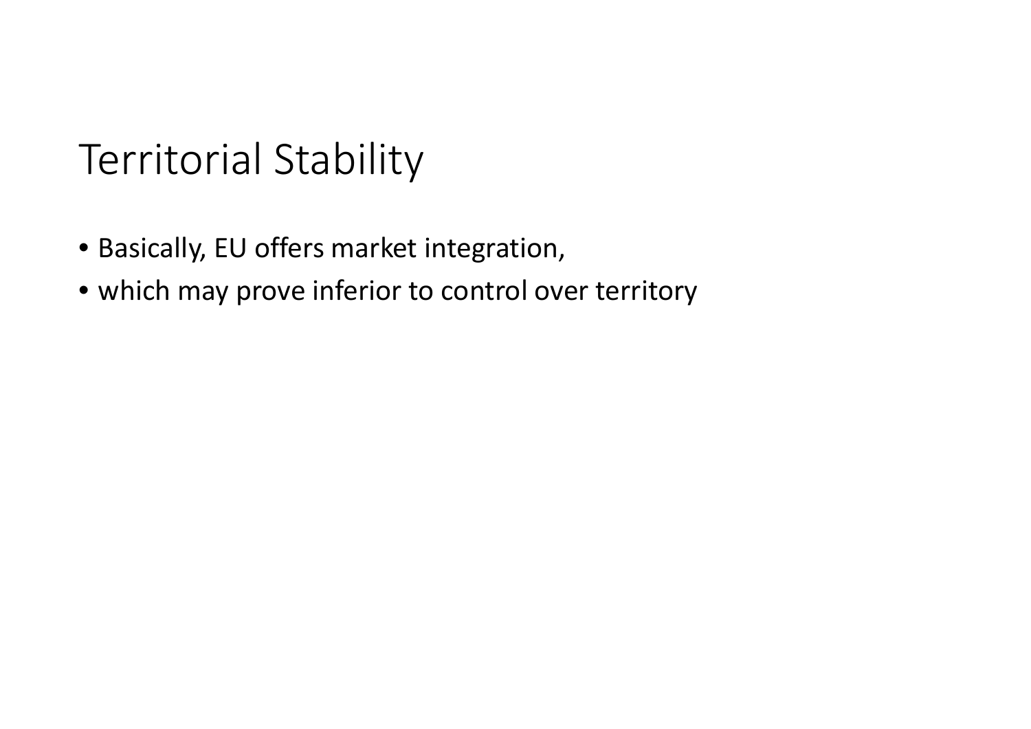# Territorial Stability

- Basically, EU offers market integration,
- which may prove inferior to control over territory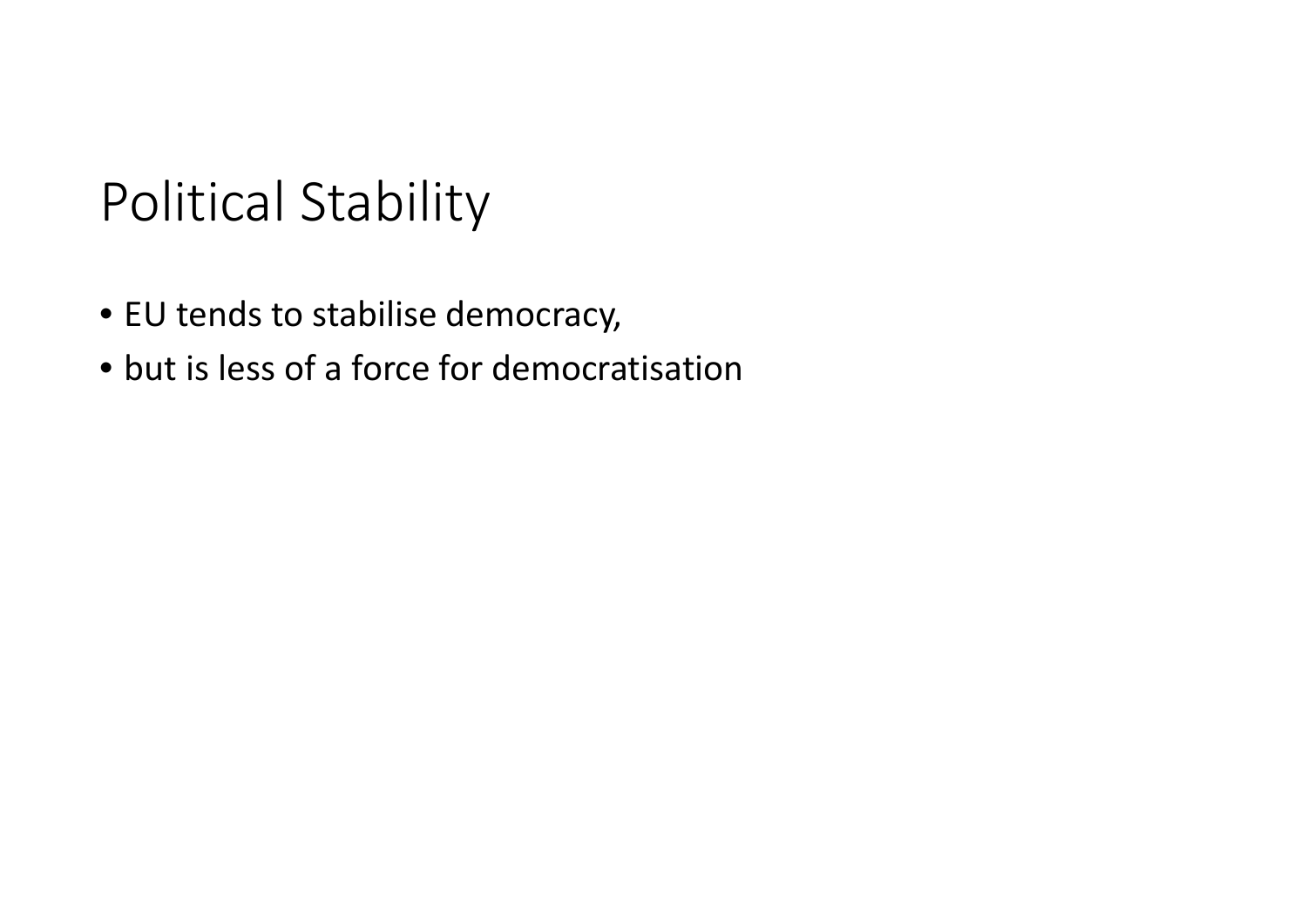# Political Stability

- EU tends to stabilise democracy,
- but is less of a force for democratisation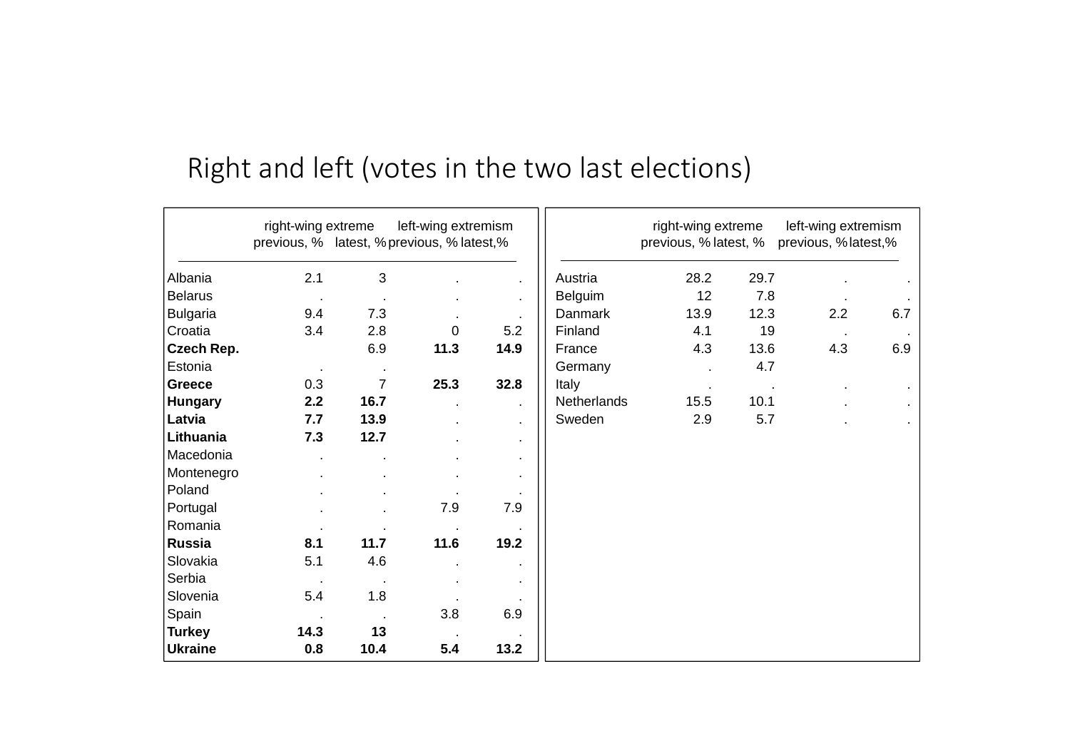# Right and left (votes in the two last elections)

| | right-wing extreme | | left-wing extremism | |
|---|---|---|---|---|
| | previous, % | latest, % | previous, % | latest,% |
| Albania | 2.1 | 3 | . | . |
| Belarus | . | . | . | . |
| Bulgaria | 9.4 | 7.3 | . | . |
| Croatia | 3.4 | 2.8 | 0 | 5.2 |
| **Czech Rep.** | | 6.9 | **11.3** | **14.9** |
| Estonia | . | . | | |
| **Greece** | 0.3 | 7 | **25.3** | **32.8** |
| **Hungary** | **2.2** | **16.7** | . | . |
| **Latvia** | **7.7** | **13.9** | . | . |
| **Lithuania** | **7.3** | **12.7** | . | . |
| Macedonia | . | . | . | . |
| Montenegro | . | . | . | . |
| Poland | . | . | . | . |
| Portugal | . | . | 7.9 | 7.9 |
| Romania | . | . | . | . |
| **Russia** | **8.1** | **11.7** | **11.6** | **19.2** |
| Slovakia | 5.1 | 4.6 | . | . |
| Serbia | . | . | . | . |
| Slovenia | 5.4 | 1.8 | . | . |
| Spain | . | . | 3.8 | 6.9 |
| **Turkey** | **14.3** | **13** | . | . |
| **Ukraine** | **0.8** | **10.4** | **5.4** | **13.2** |

| | right-wing extreme | | left-wing extremism | |
|---|---|---|---|---|
| | previous, % | latest, % | previous, % | latest,% |
| Austria | 28.2 | 29.7 | . | . |
| Belguim | 12 | 7.8 | . | . |
| Danmark | 13.9 | 12.3 | 2.2 | 6.7 |
| Finland | 4.1 | 19 | . | . |
| France | 4.3 | 13.6 | 4.3 | 6.9 |
| Germany | . | 4.7 | | |
| Italy | . | . | . | . |
| Netherlands | 15.5 | 10.1 | . | . |
| Sweden | 2.9 | 5.7 | . | . |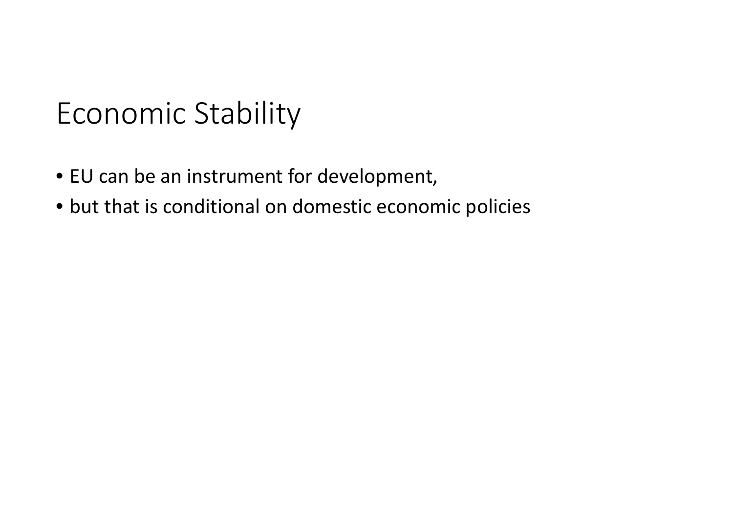# Economic Stability

- EU can be an instrument for development,
- but that is conditional on domestic economic policies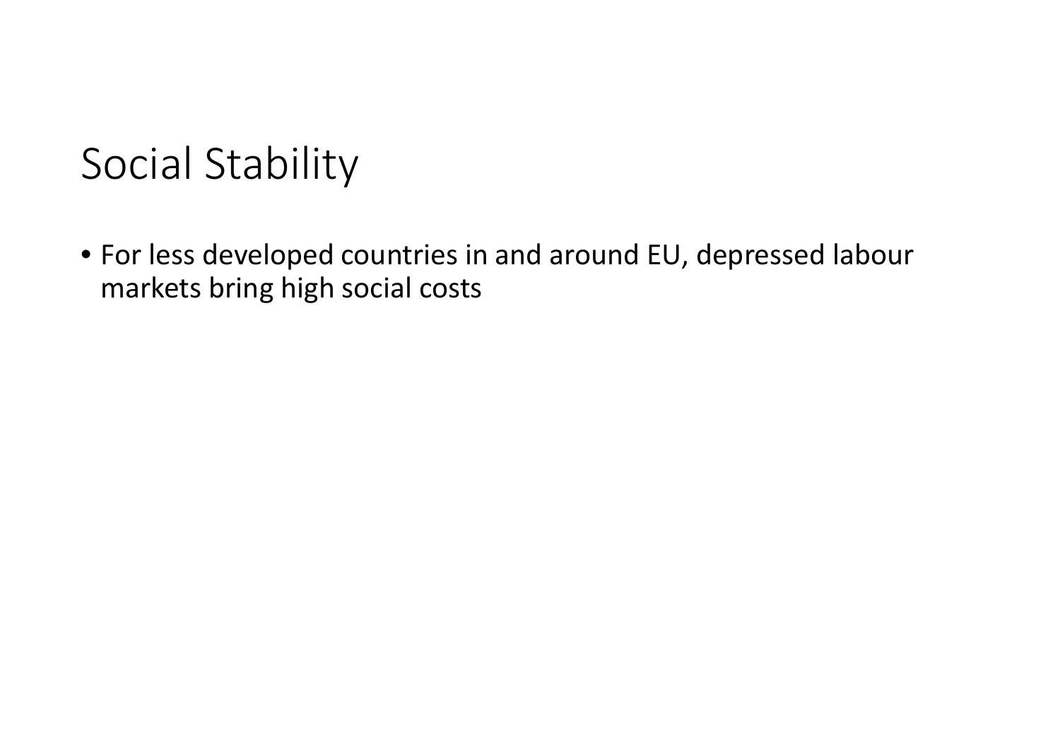# Social Stability

- For less developed countries in and around EU, depressed labour markets bring high social costs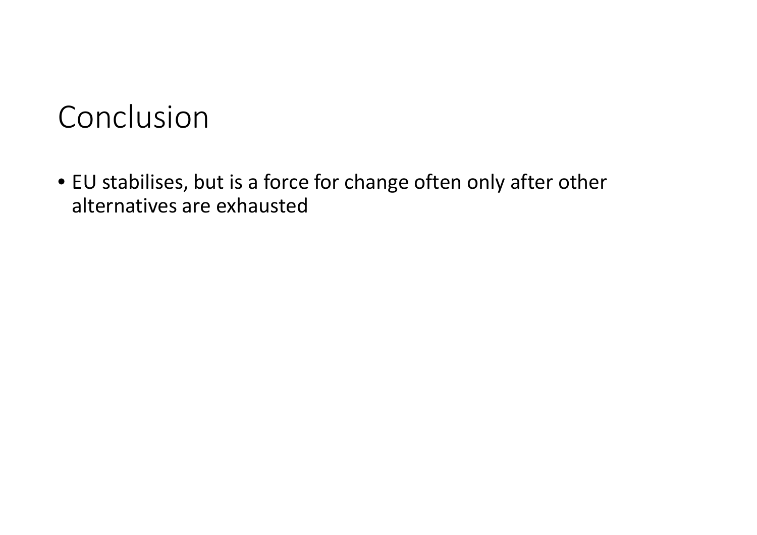# Conclusion

- EU stabilises, but is a force for change often only after other alternatives are exhausted